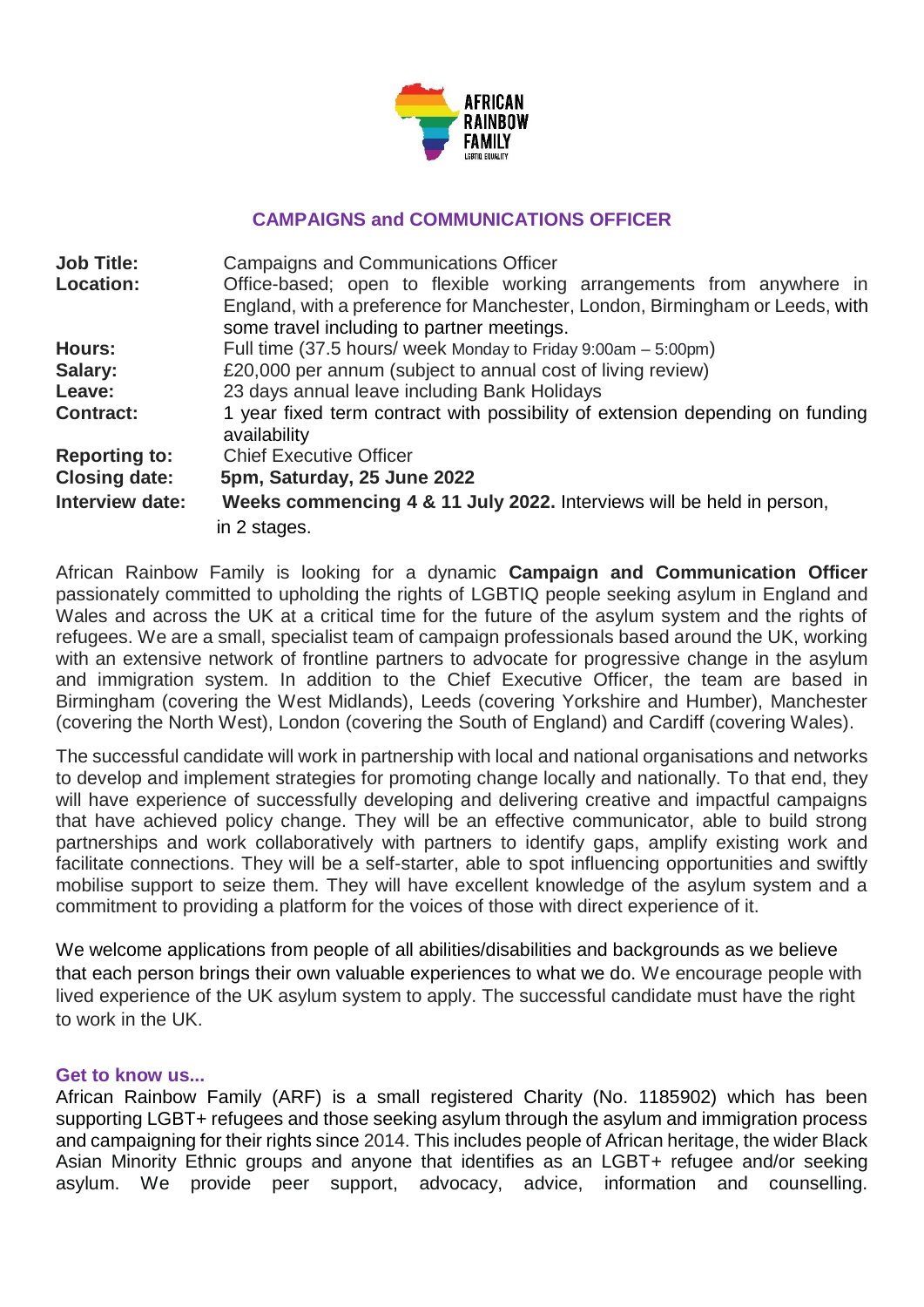# CAMPAIGNS and COMMUNICATIONS OFFICER

| | |
|---|---|
| **Job Title:** | Campaigns and Communications Officer |
| **Location:** | Office-based; open to flexible working arrangements from anywhere in England, with a preference for Manchester, London, Birmingham or Leeds, with some travel including to partner meetings. |
| **Hours:** | Full time (37.5 hours/ week Monday to Friday 9:00am – 5:00pm) |
| **Salary:** | £20,000 per annum (subject to annual cost of living review) |
| **Leave:** | 23 days annual leave including Bank Holidays |
| **Contract:** | 1 year fixed term contract with possibility of extension depending on funding availability |
| **Reporting to:** | Chief Executive Officer |
| **Closing date:** | **5pm, Saturday, 25 June 2022** |
| **Interview date:** | **Weeks commencing 4 & 11 July 2022.** Interviews will be held in person, in 2 stages. |

African Rainbow Family is looking for a dynamic **Campaign and Communication Officer** passionately committed to upholding the rights of LGBTIQ people seeking asylum in England and Wales and across the UK at a critical time for the future of the asylum system and the rights of refugees. We are a small, specialist team of campaign professionals based around the UK, working with an extensive network of frontline partners to advocate for progressive change in the asylum and immigration system. In addition to the Chief Executive Officer, the team are based in Birmingham (covering the West Midlands), Leeds (covering Yorkshire and Humber), Manchester (covering the North West), London (covering the South of England) and Cardiff (covering Wales).

The successful candidate will work in partnership with local and national organisations and networks to develop and implement strategies for promoting change locally and nationally. To that end, they will have experience of successfully developing and delivering creative and impactful campaigns that have achieved policy change. They will be an effective communicator, able to build strong partnerships and work collaboratively with partners to identify gaps, amplify existing work and facilitate connections. They will be a self-starter, able to spot influencing opportunities and swiftly mobilise support to seize them. They will have excellent knowledge of the asylum system and a commitment to providing a platform for the voices of those with direct experience of it.

We welcome applications from people of all abilities/disabilities and backgrounds as we believe that each person brings their own valuable experiences to what we do. We encourage people with lived experience of the UK asylum system to apply. The successful candidate must have the right to work in the UK.

## Get to know us...

African Rainbow Family (ARF) is a small registered Charity (No. 1185902) which has been supporting LGBT+ refugees and those seeking asylum through the asylum and immigration process and campaigning for their rights since 2014. This includes people of African heritage, the wider Black Asian Minority Ethnic groups and anyone that identifies as an LGBT+ refugee and/or seeking asylum. We provide peer support, advocacy, advice, information and counselling.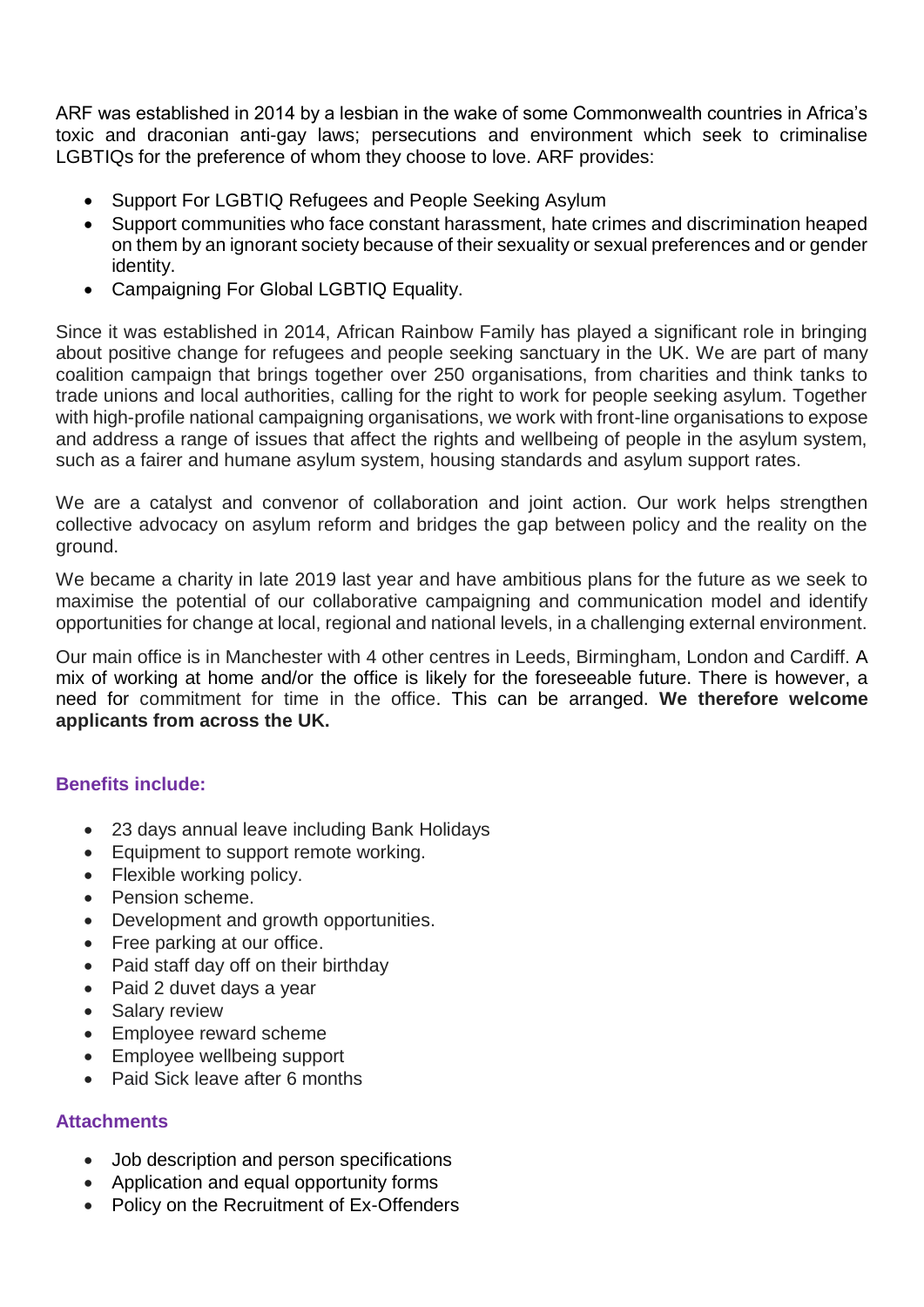ARF was established in 2014 by a lesbian in the wake of some Commonwealth countries in Africa's toxic and draconian anti-gay laws; persecutions and environment which seek to criminalise LGBTIQs for the preference of whom they choose to love. ARF provides:

- Support For LGBTIQ Refugees and People Seeking Asylum
- Support communities who face constant harassment, hate crimes and discrimination heaped on them by an ignorant society because of their sexuality or sexual preferences and or gender identity.
- Campaigning For Global LGBTIQ Equality.

Since it was established in 2014, African Rainbow Family has played a significant role in bringing about positive change for refugees and people seeking sanctuary in the UK. We are part of many coalition campaign that brings together over 250 organisations, from charities and think tanks to trade unions and local authorities, calling for the right to work for people seeking asylum. Together with high-profile national campaigning organisations, we work with front-line organisations to expose and address a range of issues that affect the rights and wellbeing of people in the asylum system, such as a fairer and humane asylum system, housing standards and asylum support rates.

We are a catalyst and convenor of collaboration and joint action. Our work helps strengthen collective advocacy on asylum reform and bridges the gap between policy and the reality on the ground.

We became a charity in late 2019 last year and have ambitious plans for the future as we seek to maximise the potential of our collaborative campaigning and communication model and identify opportunities for change at local, regional and national levels, in a challenging external environment.

Our main office is in Manchester with 4 other centres in Leeds, Birmingham, London and Cardiff. A mix of working at home and/or the office is likely for the foreseeable future. There is however, a need for commitment for time in the office. This can be arranged. **We therefore welcome applicants from across the UK.**

### Benefits include:

- 23 days annual leave including Bank Holidays
- Equipment to support remote working.
- Flexible working policy.
- Pension scheme.
- Development and growth opportunities.
- Free parking at our office.
- Paid staff day off on their birthday
- Paid 2 duvet days a year
- Salary review
- Employee reward scheme
- Employee wellbeing support
- Paid Sick leave after 6 months

### Attachments

- Job description and person specifications
- Application and equal opportunity forms
- Policy on the Recruitment of Ex-Offenders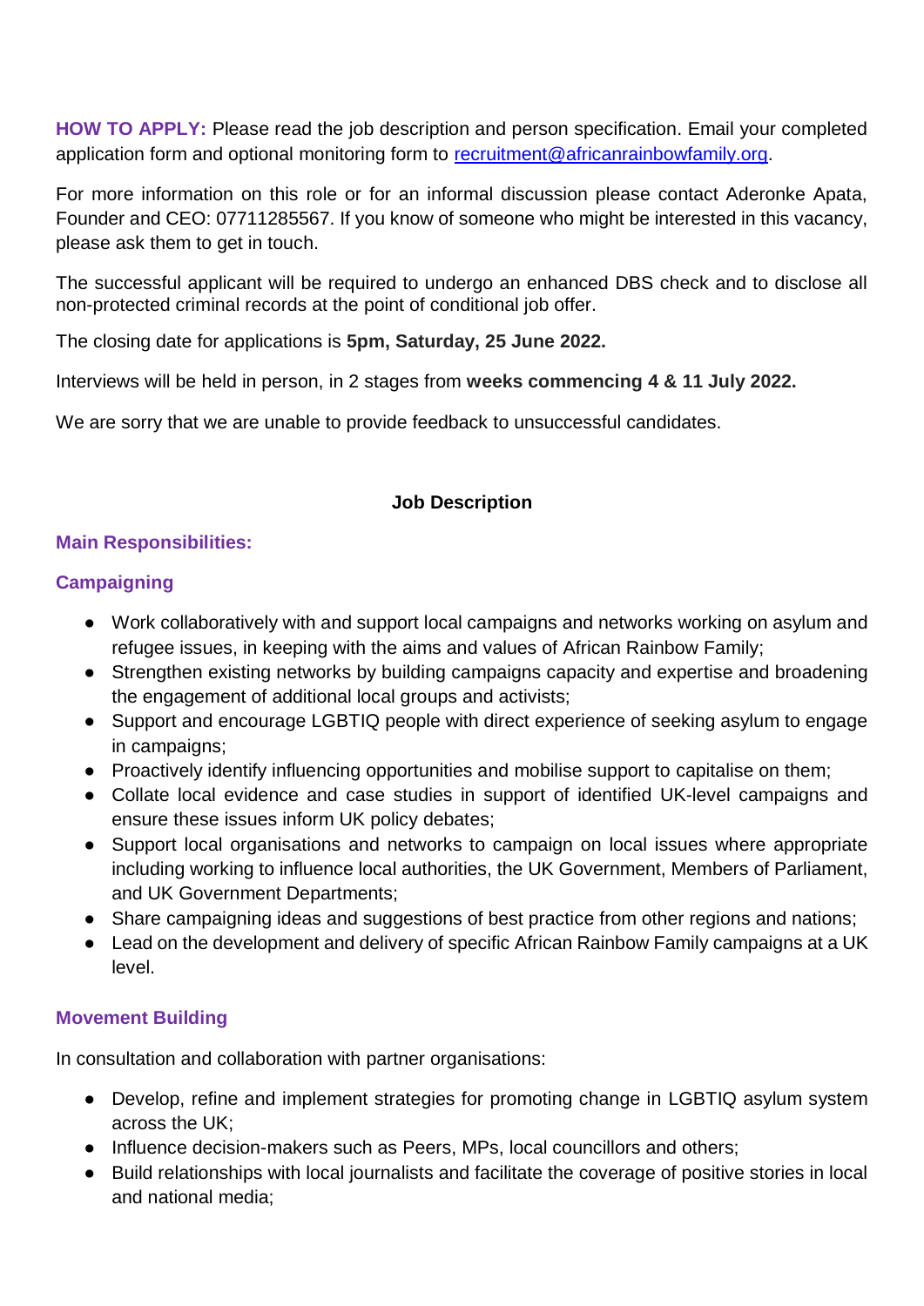**HOW TO APPLY:** Please read the job description and person specification. Email your completed application form and optional monitoring form to [recruitment@africanrainbowfamily.org](mailto:recruitment@africanrainbowfamily.org).

For more information on this role or for an informal discussion please contact Aderonke Apata, Founder and CEO: 07711285567. If you know of someone who might be interested in this vacancy, please ask them to get in touch.

The successful applicant will be required to undergo an enhanced DBS check and to disclose all non-protected criminal records at the point of conditional job offer.

The closing date for applications is **5pm, Saturday, 25 June 2022.**

Interviews will be held in person, in 2 stages from **weeks commencing 4 & 11 July 2022.**

We are sorry that we are unable to provide feedback to unsuccessful candidates.

## Job Description

### Main Responsibilities:

### Campaigning

- Work collaboratively with and support local campaigns and networks working on asylum and refugee issues, in keeping with the aims and values of African Rainbow Family;
- Strengthen existing networks by building campaigns capacity and expertise and broadening the engagement of additional local groups and activists;
- Support and encourage LGBTIQ people with direct experience of seeking asylum to engage in campaigns;
- Proactively identify influencing opportunities and mobilise support to capitalise on them;
- Collate local evidence and case studies in support of identified UK-level campaigns and ensure these issues inform UK policy debates;
- Support local organisations and networks to campaign on local issues where appropriate including working to influence local authorities, the UK Government, Members of Parliament, and UK Government Departments;
- Share campaigning ideas and suggestions of best practice from other regions and nations;
- Lead on the development and delivery of specific African Rainbow Family campaigns at a UK level.

### Movement Building

In consultation and collaboration with partner organisations:

- Develop, refine and implement strategies for promoting change in LGBTIQ asylum system across the UK;
- Influence decision-makers such as Peers, MPs, local councillors and others;
- Build relationships with local journalists and facilitate the coverage of positive stories in local and national media;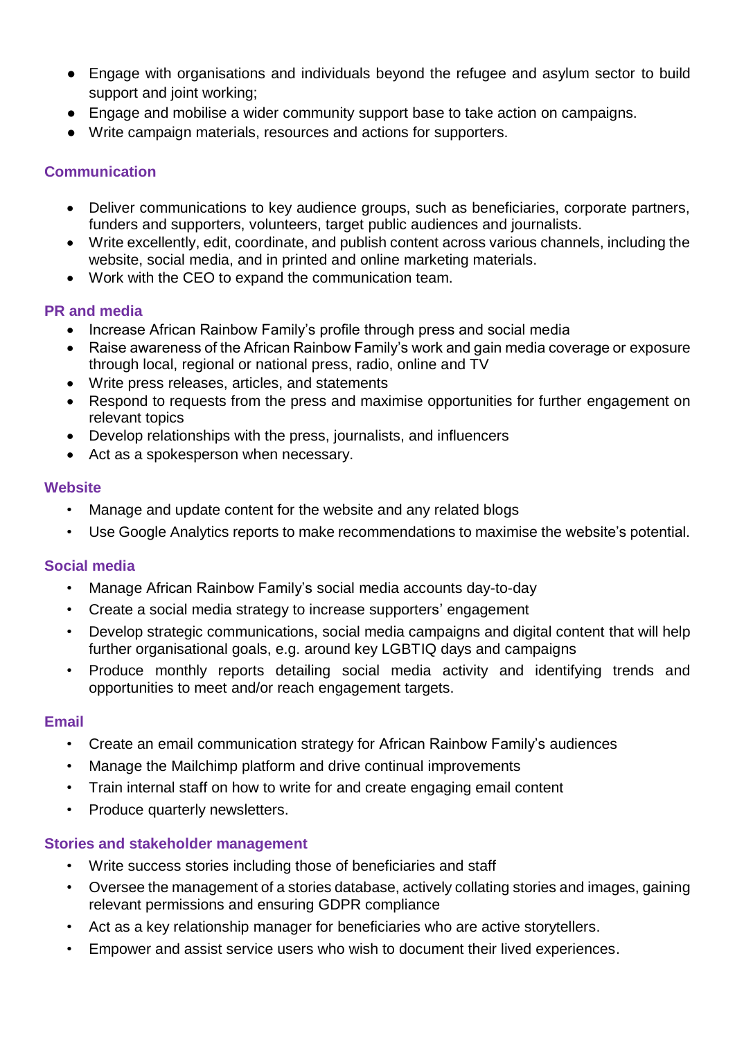- Engage with organisations and individuals beyond the refugee and asylum sector to build support and joint working;
- Engage and mobilise a wider community support base to take action on campaigns.
- Write campaign materials, resources and actions for supporters.

### Communication

- Deliver communications to key audience groups, such as beneficiaries, corporate partners, funders and supporters, volunteers, target public audiences and journalists.
- Write excellently, edit, coordinate, and publish content across various channels, including the website, social media, and in printed and online marketing materials.
- Work with the CEO to expand the communication team.

### PR and media

- Increase African Rainbow Family's profile through press and social media
- Raise awareness of the African Rainbow Family's work and gain media coverage or exposure through local, regional or national press, radio, online and TV
- Write press releases, articles, and statements
- Respond to requests from the press and maximise opportunities for further engagement on relevant topics
- Develop relationships with the press, journalists, and influencers
- Act as a spokesperson when necessary.

### Website

- Manage and update content for the website and any related blogs
- Use Google Analytics reports to make recommendations to maximise the website's potential.

### Social media

- Manage African Rainbow Family's social media accounts day-to-day
- Create a social media strategy to increase supporters' engagement
- Develop strategic communications, social media campaigns and digital content that will help further organisational goals, e.g. around key LGBTIQ days and campaigns
- Produce monthly reports detailing social media activity and identifying trends and opportunities to meet and/or reach engagement targets.

### Email

- Create an email communication strategy for African Rainbow Family's audiences
- Manage the Mailchimp platform and drive continual improvements
- Train internal staff on how to write for and create engaging email content
- Produce quarterly newsletters.

### Stories and stakeholder management

- Write success stories including those of beneficiaries and staff
- Oversee the management of a stories database, actively collating stories and images, gaining relevant permissions and ensuring GDPR compliance
- Act as a key relationship manager for beneficiaries who are active storytellers.
- Empower and assist service users who wish to document their lived experiences.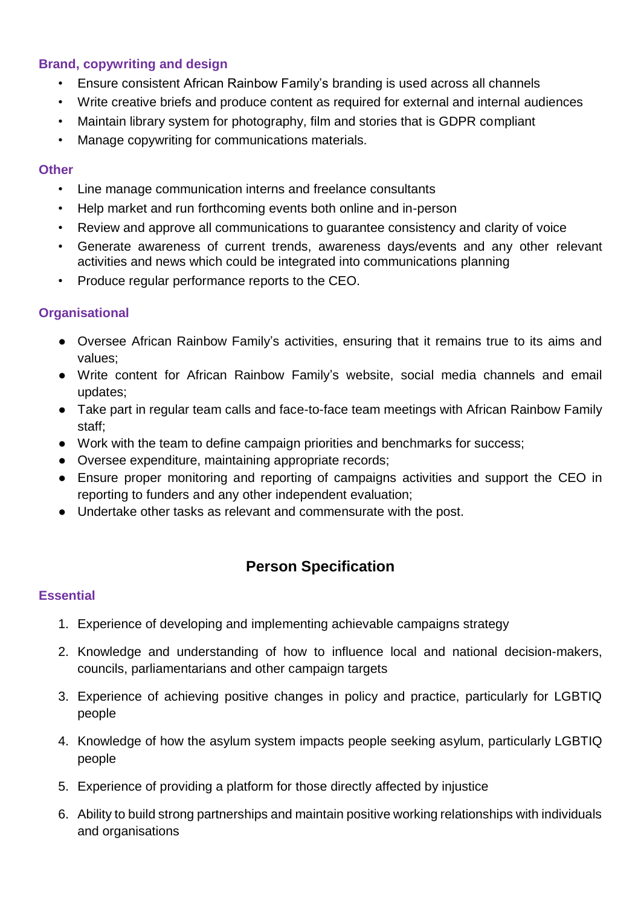### Brand, copywriting and design

- Ensure consistent African Rainbow Family's branding is used across all channels
- Write creative briefs and produce content as required for external and internal audiences
- Maintain library system for photography, film and stories that is GDPR compliant
- Manage copywriting for communications materials.

### Other

- Line manage communication interns and freelance consultants
- Help market and run forthcoming events both online and in-person
- Review and approve all communications to guarantee consistency and clarity of voice
- Generate awareness of current trends, awareness days/events and any other relevant activities and news which could be integrated into communications planning
- Produce regular performance reports to the CEO.

### Organisational

- Oversee African Rainbow Family's activities, ensuring that it remains true to its aims and values;
- Write content for African Rainbow Family's website, social media channels and email updates;
- Take part in regular team calls and face-to-face team meetings with African Rainbow Family staff;
- Work with the team to define campaign priorities and benchmarks for success;
- Oversee expenditure, maintaining appropriate records;
- Ensure proper monitoring and reporting of campaigns activities and support the CEO in reporting to funders and any other independent evaluation;
- Undertake other tasks as relevant and commensurate with the post.

## Person Specification

### Essential

1. Experience of developing and implementing achievable campaigns strategy
2. Knowledge and understanding of how to influence local and national decision-makers, councils, parliamentarians and other campaign targets
3. Experience of achieving positive changes in policy and practice, particularly for LGBTIQ people
4. Knowledge of how the asylum system impacts people seeking asylum, particularly LGBTIQ people
5. Experience of providing a platform for those directly affected by injustice
6. Ability to build strong partnerships and maintain positive working relationships with individuals and organisations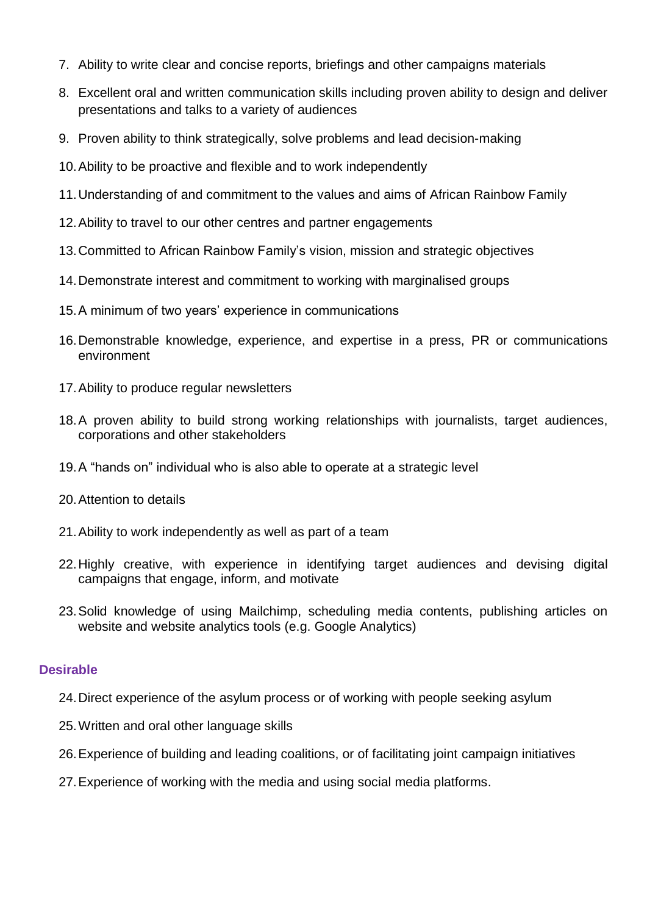7. Ability to write clear and concise reports, briefings and other campaigns materials
8. Excellent oral and written communication skills including proven ability to design and deliver presentations and talks to a variety of audiences
9. Proven ability to think strategically, solve problems and lead decision-making
10. Ability to be proactive and flexible and to work independently
11. Understanding of and commitment to the values and aims of African Rainbow Family
12. Ability to travel to our other centres and partner engagements
13. Committed to African Rainbow Family's vision, mission and strategic objectives
14. Demonstrate interest and commitment to working with marginalised groups
15. A minimum of two years' experience in communications
16. Demonstrable knowledge, experience, and expertise in a press, PR or communications environment
17. Ability to produce regular newsletters
18. A proven ability to build strong working relationships with journalists, target audiences, corporations and other stakeholders
19. A "hands on" individual who is also able to operate at a strategic level
20. Attention to details
21. Ability to work independently as well as part of a team
22. Highly creative, with experience in identifying target audiences and devising digital campaigns that engage, inform, and motivate
23. Solid knowledge of using Mailchimp, scheduling media contents, publishing articles on website and website analytics tools (e.g. Google Analytics)

### Desirable

24. Direct experience of the asylum process or of working with people seeking asylum
25. Written and oral other language skills
26. Experience of building and leading coalitions, or of facilitating joint campaign initiatives
27. Experience of working with the media and using social media platforms.